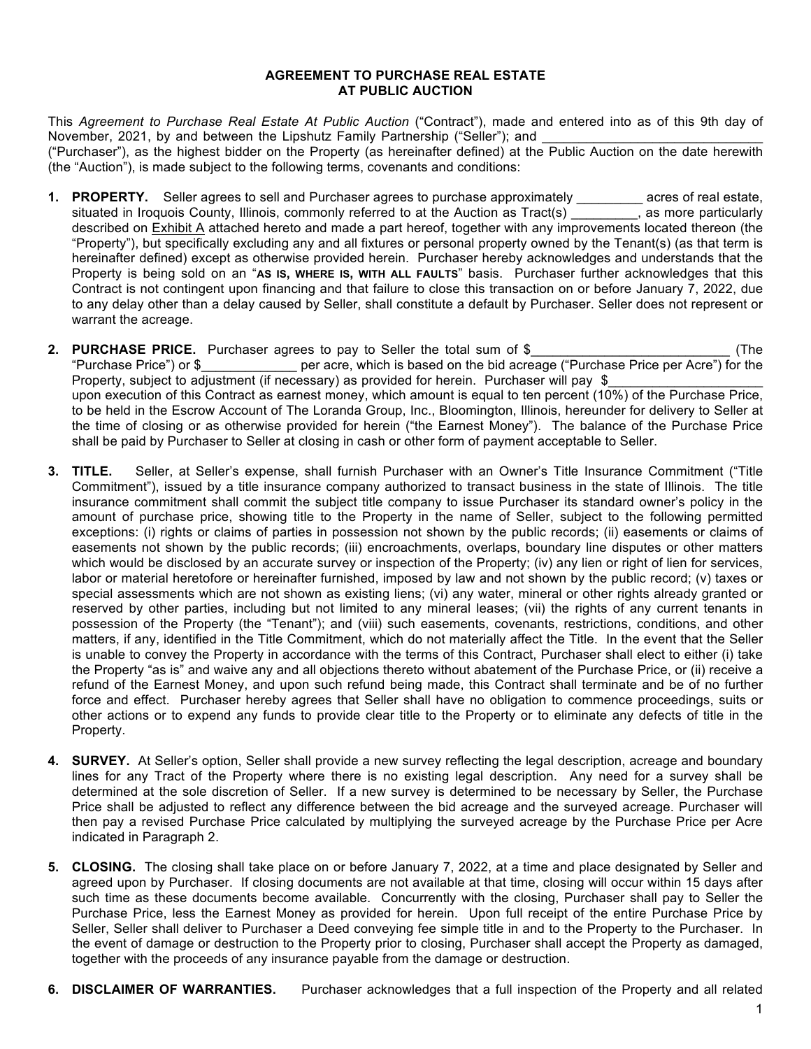**AGREEMENT TO PURCHASE REAL ESTATE**
**AT PUBLIC AUCTION**

This *Agreement to Purchase Real Estate At Public Auction* ("Contract"), made and entered into as of this 9th day of November, 2021, by and between the Lipshutz Family Partnership ("Seller"); and ________________________________ ("Purchaser"), as the highest bidder on the Property (as hereinafter defined) at the Public Auction on the date herewith (the "Auction"), is made subject to the following terms, covenants and conditions:

1. **PROPERTY.** Seller agrees to sell and Purchaser agrees to purchase approximately _________ acres of real estate, situated in Iroquois County, Illinois, commonly referred to at the Auction as Tract(s) _________, as more particularly described on Exhibit A attached hereto and made a part hereof, together with any improvements located thereon (the "Property"), but specifically excluding any and all fixtures or personal property owned by the Tenant(s) (as that term is hereinafter defined) except as otherwise provided herein. Purchaser hereby acknowledges and understands that the Property is being sold on an "**AS IS, WHERE IS, WITH ALL FAULTS**" basis. Purchaser further acknowledges that this Contract is not contingent upon financing and that failure to close this transaction on or before January 7, 2022, due to any delay other than a delay caused by Seller, shall constitute a default by Purchaser. Seller does not represent or warrant the acreage.

2. **PURCHASE PRICE.** Purchaser agrees to pay to Seller the total sum of $____________________________ (The "Purchase Price") or $_____________ per acre, which is based on the bid acreage ("Purchase Price per Acre") for the Property, subject to adjustment (if necessary) as provided for herein. Purchaser will pay $_____________________ upon execution of this Contract as earnest money, which amount is equal to ten percent (10%) of the Purchase Price, to be held in the Escrow Account of The Loranda Group, Inc., Bloomington, Illinois, hereunder for delivery to Seller at the time of closing or as otherwise provided for herein ("the Earnest Money"). The balance of the Purchase Price shall be paid by Purchaser to Seller at closing in cash or other form of payment acceptable to Seller.

3. **TITLE.** Seller, at Seller's expense, shall furnish Purchaser with an Owner's Title Insurance Commitment ("Title Commitment"), issued by a title insurance company authorized to transact business in the state of Illinois. The title insurance commitment shall commit the subject title company to issue Purchaser its standard owner's policy in the amount of purchase price, showing title to the Property in the name of Seller, subject to the following permitted exceptions: (i) rights or claims of parties in possession not shown by the public records; (ii) easements or claims of easements not shown by the public records; (iii) encroachments, overlaps, boundary line disputes or other matters which would be disclosed by an accurate survey or inspection of the Property; (iv) any lien or right of lien for services, labor or material heretofore or hereinafter furnished, imposed by law and not shown by the public record; (v) taxes or special assessments which are not shown as existing liens; (vi) any water, mineral or other rights already granted or reserved by other parties, including but not limited to any mineral leases; (vii) the rights of any current tenants in possession of the Property (the "Tenant"); and (viii) such easements, covenants, restrictions, conditions, and other matters, if any, identified in the Title Commitment, which do not materially affect the Title. In the event that the Seller is unable to convey the Property in accordance with the terms of this Contract, Purchaser shall elect to either (i) take the Property "as is" and waive any and all objections thereto without abatement of the Purchase Price, or (ii) receive a refund of the Earnest Money, and upon such refund being made, this Contract shall terminate and be of no further force and effect. Purchaser hereby agrees that Seller shall have no obligation to commence proceedings, suits or other actions or to expend any funds to provide clear title to the Property or to eliminate any defects of title in the Property.

4. **SURVEY.** At Seller's option, Seller shall provide a new survey reflecting the legal description, acreage and boundary lines for any Tract of the Property where there is no existing legal description. Any need for a survey shall be determined at the sole discretion of Seller. If a new survey is determined to be necessary by Seller, the Purchase Price shall be adjusted to reflect any difference between the bid acreage and the surveyed acreage. Purchaser will then pay a revised Purchase Price calculated by multiplying the surveyed acreage by the Purchase Price per Acre indicated in Paragraph 2.

5. **CLOSING.** The closing shall take place on or before January 7, 2022, at a time and place designated by Seller and agreed upon by Purchaser. If closing documents are not available at that time, closing will occur within 15 days after such time as these documents become available. Concurrently with the closing, Purchaser shall pay to Seller the Purchase Price, less the Earnest Money as provided for herein. Upon full receipt of the entire Purchase Price by Seller, Seller shall deliver to Purchaser a Deed conveying fee simple title in and to the Property to the Purchaser. In the event of damage or destruction to the Property prior to closing, Purchaser shall accept the Property as damaged, together with the proceeds of any insurance payable from the damage or destruction.

6. **DISCLAIMER OF WARRANTIES.** Purchaser acknowledges that a full inspection of the Property and all related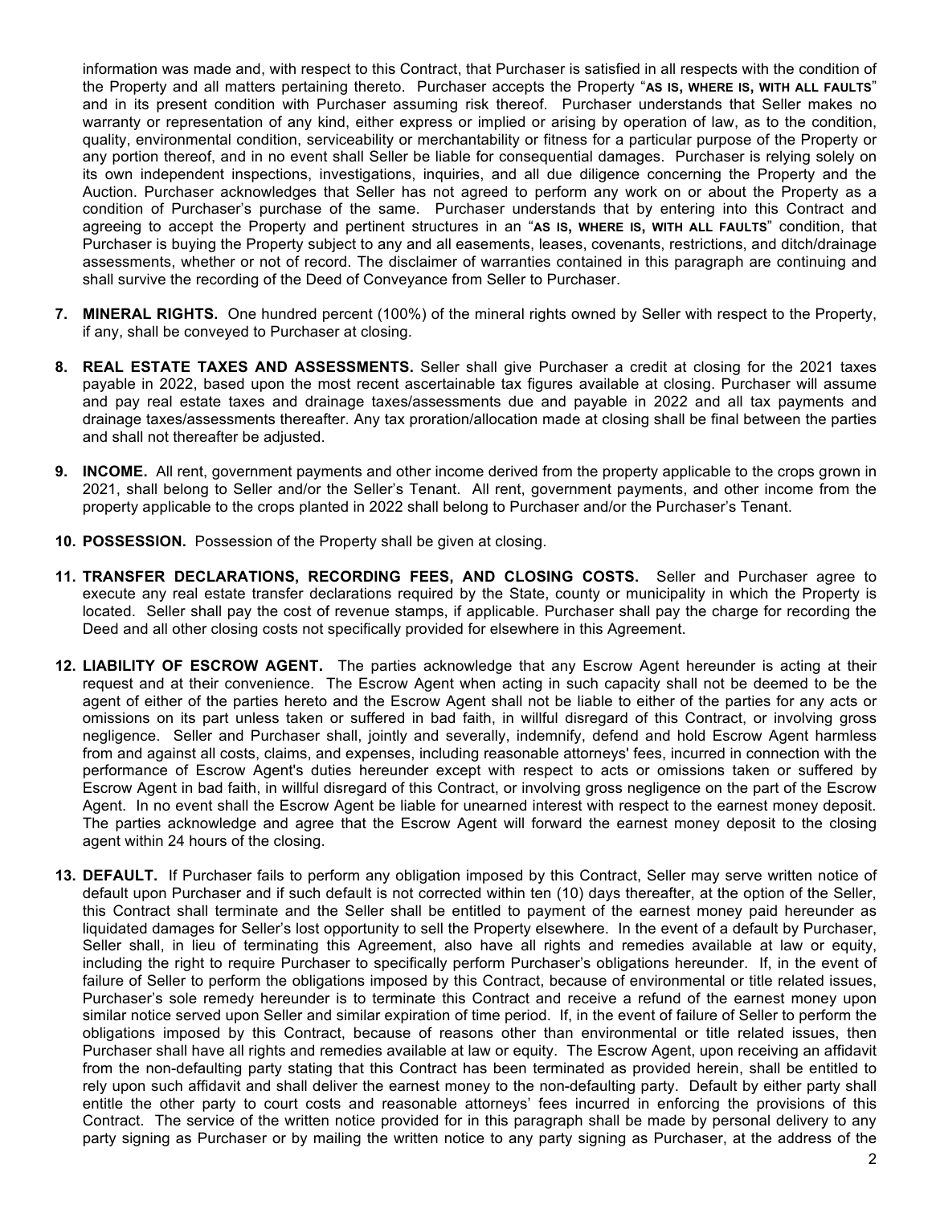information was made and, with respect to this Contract, that Purchaser is satisfied in all respects with the condition of the Property and all matters pertaining thereto. Purchaser accepts the Property "**AS IS, WHERE IS, WITH ALL FAULTS**" and in its present condition with Purchaser assuming risk thereof. Purchaser understands that Seller makes no warranty or representation of any kind, either express or implied or arising by operation of law, as to the condition, quality, environmental condition, serviceability or merchantability or fitness for a particular purpose of the Property or any portion thereof, and in no event shall Seller be liable for consequential damages. Purchaser is relying solely on its own independent inspections, investigations, inquiries, and all due diligence concerning the Property and the Auction. Purchaser acknowledges that Seller has not agreed to perform any work on or about the Property as a condition of Purchaser's purchase of the same. Purchaser understands that by entering into this Contract and agreeing to accept the Property and pertinent structures in an "**AS IS, WHERE IS, WITH ALL FAULTS**" condition, that Purchaser is buying the Property subject to any and all easements, leases, covenants, restrictions, and ditch/drainage assessments, whether or not of record. The disclaimer of warranties contained in this paragraph are continuing and shall survive the recording of the Deed of Conveyance from Seller to Purchaser.

7. **MINERAL RIGHTS.** One hundred percent (100%) of the mineral rights owned by Seller with respect to the Property, if any, shall be conveyed to Purchaser at closing.

8. **REAL ESTATE TAXES AND ASSESSMENTS.** Seller shall give Purchaser a credit at closing for the 2021 taxes payable in 2022, based upon the most recent ascertainable tax figures available at closing. Purchaser will assume and pay real estate taxes and drainage taxes/assessments due and payable in 2022 and all tax payments and drainage taxes/assessments thereafter. Any tax proration/allocation made at closing shall be final between the parties and shall not thereafter be adjusted.

9. **INCOME.** All rent, government payments and other income derived from the property applicable to the crops grown in 2021, shall belong to Seller and/or the Seller's Tenant. All rent, government payments, and other income from the property applicable to the crops planted in 2022 shall belong to Purchaser and/or the Purchaser's Tenant.

10. **POSSESSION.** Possession of the Property shall be given at closing.

11. **TRANSFER DECLARATIONS, RECORDING FEES, AND CLOSING COSTS.** Seller and Purchaser agree to execute any real estate transfer declarations required by the State, county or municipality in which the Property is located. Seller shall pay the cost of revenue stamps, if applicable. Purchaser shall pay the charge for recording the Deed and all other closing costs not specifically provided for elsewhere in this Agreement.

12. **LIABILITY OF ESCROW AGENT.** The parties acknowledge that any Escrow Agent hereunder is acting at their request and at their convenience. The Escrow Agent when acting in such capacity shall not be deemed to be the agent of either of the parties hereto and the Escrow Agent shall not be liable to either of the parties for any acts or omissions on its part unless taken or suffered in bad faith, in willful disregard of this Contract, or involving gross negligence. Seller and Purchaser shall, jointly and severally, indemnify, defend and hold Escrow Agent harmless from and against all costs, claims, and expenses, including reasonable attorneys' fees, incurred in connection with the performance of Escrow Agent's duties hereunder except with respect to acts or omissions taken or suffered by Escrow Agent in bad faith, in willful disregard of this Contract, or involving gross negligence on the part of the Escrow Agent. In no event shall the Escrow Agent be liable for unearned interest with respect to the earnest money deposit. The parties acknowledge and agree that the Escrow Agent will forward the earnest money deposit to the closing agent within 24 hours of the closing.

13. **DEFAULT.** If Purchaser fails to perform any obligation imposed by this Contract, Seller may serve written notice of default upon Purchaser and if such default is not corrected within ten (10) days thereafter, at the option of the Seller, this Contract shall terminate and the Seller shall be entitled to payment of the earnest money paid hereunder as liquidated damages for Seller's lost opportunity to sell the Property elsewhere. In the event of a default by Purchaser, Seller shall, in lieu of terminating this Agreement, also have all rights and remedies available at law or equity, including the right to require Purchaser to specifically perform Purchaser's obligations hereunder. If, in the event of failure of Seller to perform the obligations imposed by this Contract, because of environmental or title related issues, Purchaser's sole remedy hereunder is to terminate this Contract and receive a refund of the earnest money upon similar notice served upon Seller and similar expiration of time period. If, in the event of failure of Seller to perform the obligations imposed by this Contract, because of reasons other than environmental or title related issues, then Purchaser shall have all rights and remedies available at law or equity. The Escrow Agent, upon receiving an affidavit from the non-defaulting party stating that this Contract has been terminated as provided herein, shall be entitled to rely upon such affidavit and shall deliver the earnest money to the non-defaulting party. Default by either party shall entitle the other party to court costs and reasonable attorneys' fees incurred in enforcing the provisions of this Contract. The service of the written notice provided for in this paragraph shall be made by personal delivery to any party signing as Purchaser or by mailing the written notice to any party signing as Purchaser, at the address of the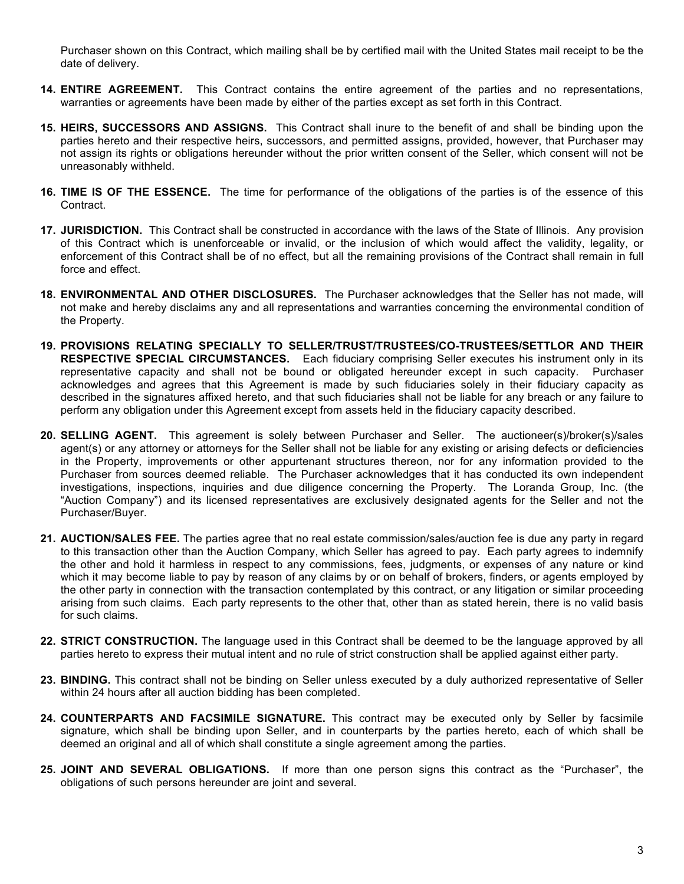Purchaser shown on this Contract, which mailing shall be by certified mail with the United States mail receipt to be the date of delivery.

14. **ENTIRE AGREEMENT.** This Contract contains the entire agreement of the parties and no representations, warranties or agreements have been made by either of the parties except as set forth in this Contract.

15. **HEIRS, SUCCESSORS AND ASSIGNS.** This Contract shall inure to the benefit of and shall be binding upon the parties hereto and their respective heirs, successors, and permitted assigns, provided, however, that Purchaser may not assign its rights or obligations hereunder without the prior written consent of the Seller, which consent will not be unreasonably withheld.

16. **TIME IS OF THE ESSENCE.** The time for performance of the obligations of the parties is of the essence of this Contract.

17. **JURISDICTION.** This Contract shall be constructed in accordance with the laws of the State of Illinois. Any provision of this Contract which is unenforceable or invalid, or the inclusion of which would affect the validity, legality, or enforcement of this Contract shall be of no effect, but all the remaining provisions of the Contract shall remain in full force and effect.

18. **ENVIRONMENTAL AND OTHER DISCLOSURES.** The Purchaser acknowledges that the Seller has not made, will not make and hereby disclaims any and all representations and warranties concerning the environmental condition of the Property.

19. **PROVISIONS RELATING SPECIALLY TO SELLER/TRUST/TRUSTEES/CO-TRUSTEES/SETTLOR AND THEIR RESPECTIVE SPECIAL CIRCUMSTANCES.** Each fiduciary comprising Seller executes his instrument only in its representative capacity and shall not be bound or obligated hereunder except in such capacity. Purchaser acknowledges and agrees that this Agreement is made by such fiduciaries solely in their fiduciary capacity as described in the signatures affixed hereto, and that such fiduciaries shall not be liable for any breach or any failure to perform any obligation under this Agreement except from assets held in the fiduciary capacity described.

20. **SELLING AGENT.** This agreement is solely between Purchaser and Seller. The auctioneer(s)/broker(s)/sales agent(s) or any attorney or attorneys for the Seller shall not be liable for any existing or arising defects or deficiencies in the Property, improvements or other appurtenant structures thereon, nor for any information provided to the Purchaser from sources deemed reliable. The Purchaser acknowledges that it has conducted its own independent investigations, inspections, inquiries and due diligence concerning the Property. The Loranda Group, Inc. (the "Auction Company") and its licensed representatives are exclusively designated agents for the Seller and not the Purchaser/Buyer.

21. **AUCTION/SALES FEE.** The parties agree that no real estate commission/sales/auction fee is due any party in regard to this transaction other than the Auction Company, which Seller has agreed to pay. Each party agrees to indemnify the other and hold it harmless in respect to any commissions, fees, judgments, or expenses of any nature or kind which it may become liable to pay by reason of any claims by or on behalf of brokers, finders, or agents employed by the other party in connection with the transaction contemplated by this contract, or any litigation or similar proceeding arising from such claims. Each party represents to the other that, other than as stated herein, there is no valid basis for such claims.

22. **STRICT CONSTRUCTION.** The language used in this Contract shall be deemed to be the language approved by all parties hereto to express their mutual intent and no rule of strict construction shall be applied against either party.

23. **BINDING.** This contract shall not be binding on Seller unless executed by a duly authorized representative of Seller within 24 hours after all auction bidding has been completed.

24. **COUNTERPARTS AND FACSIMILE SIGNATURE.** This contract may be executed only by Seller by facsimile signature, which shall be binding upon Seller, and in counterparts by the parties hereto, each of which shall be deemed an original and all of which shall constitute a single agreement among the parties.

25. **JOINT AND SEVERAL OBLIGATIONS.** If more than one person signs this contract as the "Purchaser", the obligations of such persons hereunder are joint and several.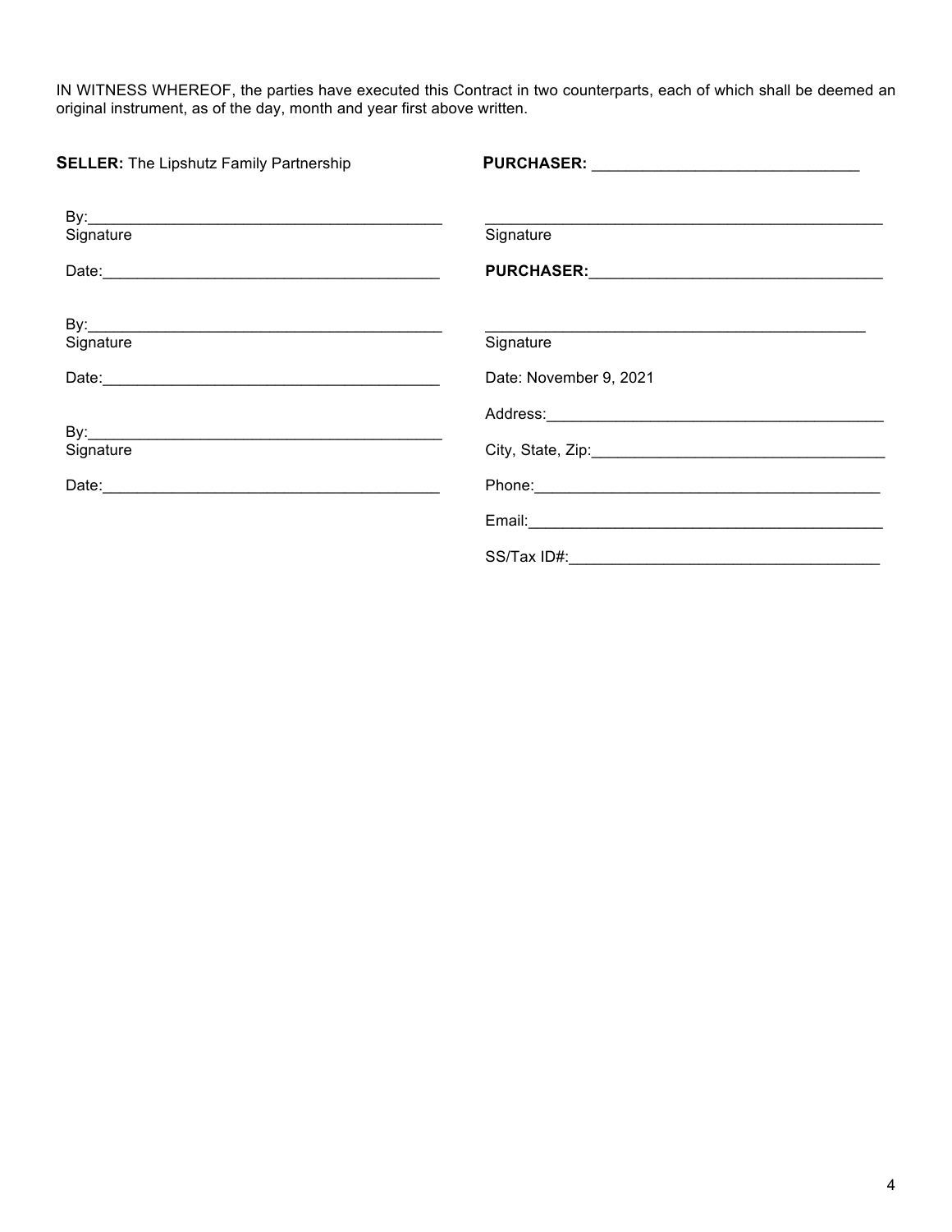IN WITNESS WHEREOF, the parties have executed this Contract in two counterparts, each of which shall be deemed an original instrument, as of the day, month and year first above written.

| | |
|---|---|
| **SELLER:** The Lipshutz Family Partnership | **PURCHASER:** ______________________________ |
| By:________________________________________<br>Signature | ______________________________________________<br>Signature |
| Date:_______________________________________ | **PURCHASER:**_________________________________ |
| By:________________________________________<br>Signature | ______________________________________________<br>Signature |
| Date:_______________________________________ | Date: November 9, 2021 |
| By:________________________________________<br>Signature | Address:______________________________________ |
| | City, State, Zip:_________________________________ |
| Date:_______________________________________ | Phone:_______________________________________ |
| | Email:________________________________________ |
| | SS/Tax ID#:___________________________________ |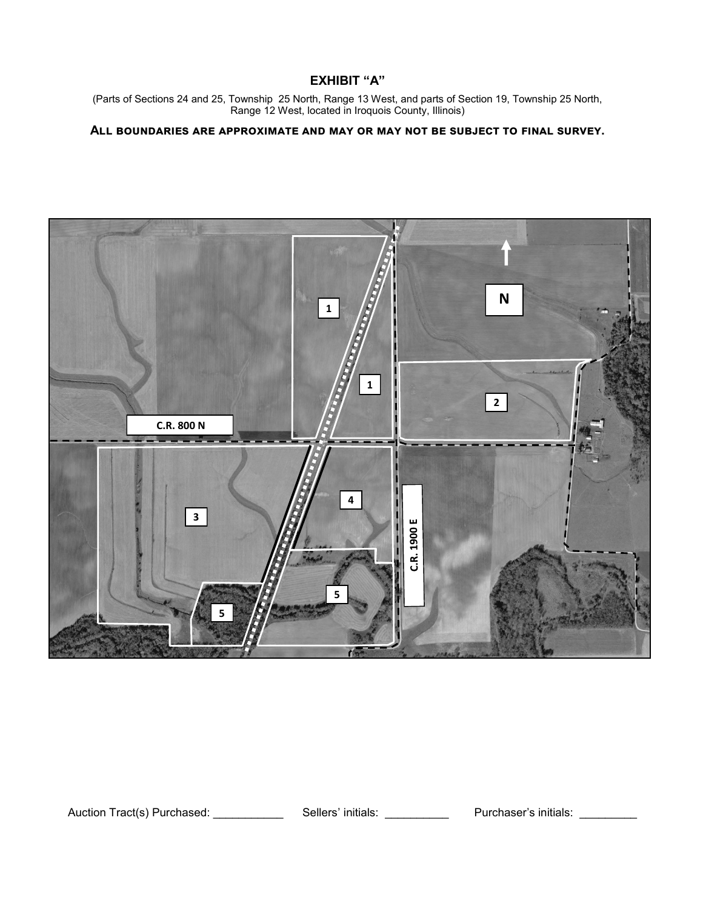# EXHIBIT "A"

(Parts of Sections 24 and 25, Township 25 North, Range 13 West, and parts of Section 19, Township 25 North, Range 12 West, located in Iroquois County, Illinois)

**ALL BOUNDARIES ARE APPROXIMATE AND MAY OR MAY NOT BE SUBJECT TO FINAL SURVEY.**

N

1

1

2

C.R. 800 N

3

4

C.R. 1900 E

5

5

Auction Tract(s) Purchased: ___________ Sellers' initials: __________ Purchaser's initials: _________